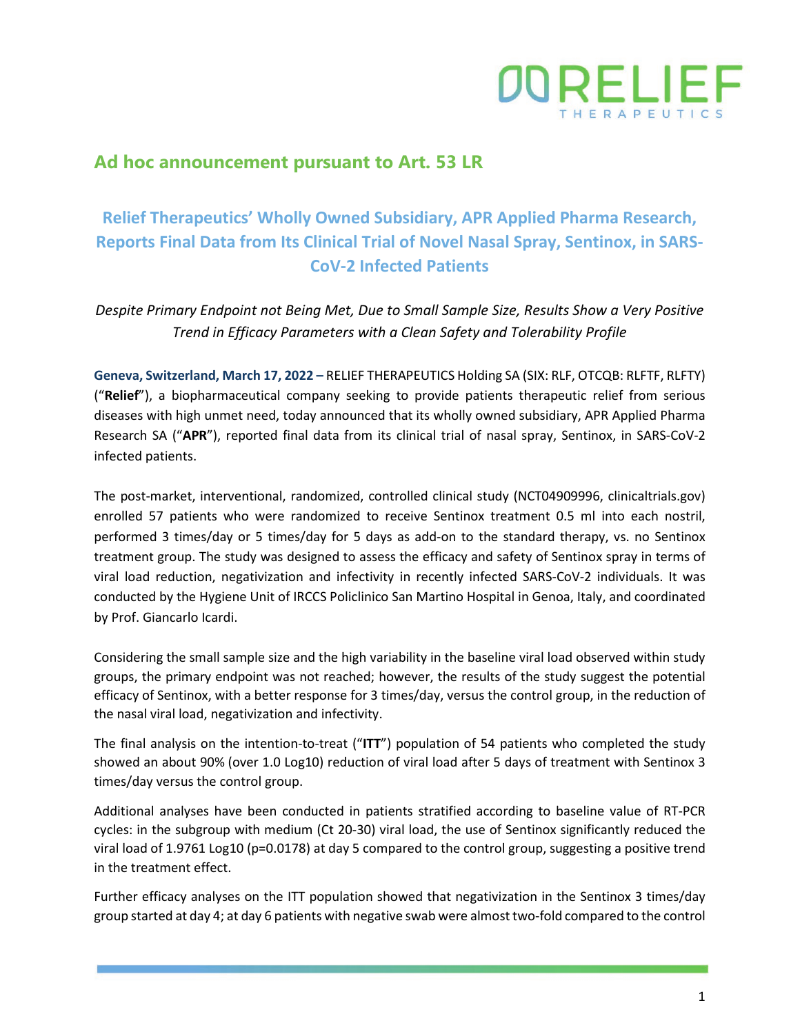## Ad hoc announcement pursuant to Art. 53 LR

# Relief Therapeutics' Wholly Owned Subsidiary, APR Applied Pharma Research, Reports Final Data from Its Clinical Trial of Novel Nasal Spray, Sentinox, in SARS-CoV-2 Infected Patients

*Despite Primary Endpoint not Being Met, Due to Small Sample Size, Results Show a Very Positive Trend in Efficacy Parameters with a Clean Safety and Tolerability Profile*

**Geneva, Switzerland, March 17, 2022 –** RELIEF THERAPEUTICS Holding SA (SIX: RLF, OTCQB: RLFTF, RLFTY) ("**Relief**"), a biopharmaceutical company seeking to provide patients therapeutic relief from serious diseases with high unmet need, today announced that its wholly owned subsidiary, APR Applied Pharma Research SA ("**APR**"), reported final data from its clinical trial of nasal spray, Sentinox, in SARS-CoV-2 infected patients.

The post-market, interventional, randomized, controlled clinical study (NCT04909996, clinicaltrials.gov) enrolled 57 patients who were randomized to receive Sentinox treatment 0.5 ml into each nostril, performed 3 times/day or 5 times/day for 5 days as add-on to the standard therapy, vs. no Sentinox treatment group. The study was designed to assess the efficacy and safety of Sentinox spray in terms of viral load reduction, negativization and infectivity in recently infected SARS-CoV-2 individuals. It was conducted by the Hygiene Unit of IRCCS Policlinico San Martino Hospital in Genoa, Italy, and coordinated by Prof. Giancarlo Icardi.

Considering the small sample size and the high variability in the baseline viral load observed within study groups, the primary endpoint was not reached; however, the results of the study suggest the potential efficacy of Sentinox, with a better response for 3 times/day, versus the control group, in the reduction of the nasal viral load, negativization and infectivity.

The final analysis on the intention-to-treat ("**ITT**") population of 54 patients who completed the study showed an about 90% (over 1.0 Log10) reduction of viral load after 5 days of treatment with Sentinox 3 times/day versus the control group.

Additional analyses have been conducted in patients stratified according to baseline value of RT-PCR cycles: in the subgroup with medium (Ct 20-30) viral load, the use of Sentinox significantly reduced the viral load of 1.9761 Log10 ($p=0.0178$) at day 5 compared to the control group, suggesting a positive trend in the treatment effect.

Further efficacy analyses on the ITT population showed that negativization in the Sentinox 3 times/day group started at day 4; at day 6 patients with negative swab were almost two-fold compared to the control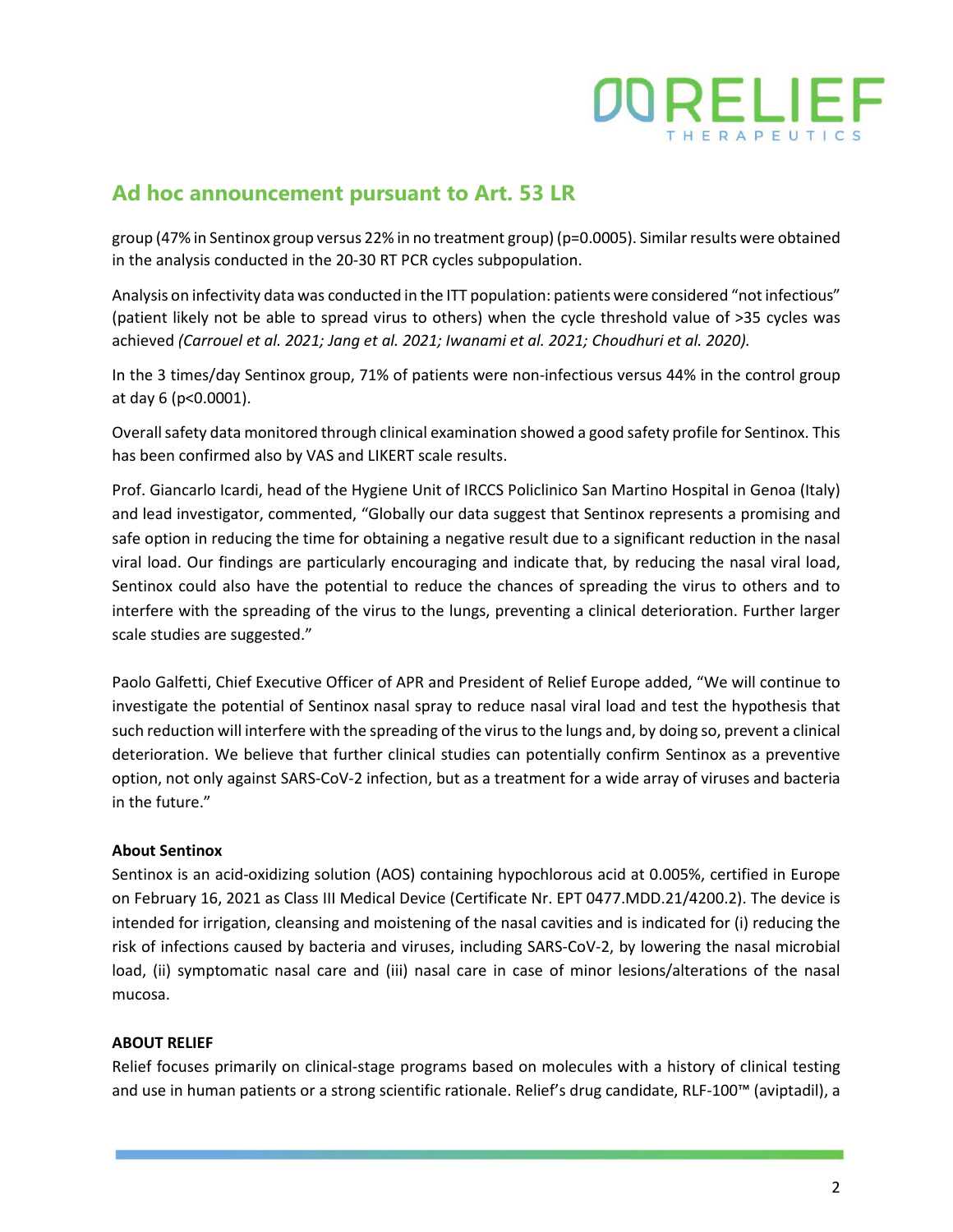## Ad hoc announcement pursuant to Art. 53 LR

group (47% in Sentinox group versus 22% in no treatment group) (p=0.0005). Similar results were obtained in the analysis conducted in the 20-30 RT PCR cycles subpopulation.

Analysis on infectivity data was conducted in the ITT population: patients were considered "not infectious" (patient likely not be able to spread virus to others) when the cycle threshold value of >35 cycles was achieved *(Carrouel et al. 2021; Jang et al. 2021; Iwanami et al. 2021; Choudhuri et al. 2020).*

In the 3 times/day Sentinox group, 71% of patients were non-infectious versus 44% in the control group at day 6 (p<0.0001).

Overall safety data monitored through clinical examination showed a good safety profile for Sentinox. This has been confirmed also by VAS and LIKERT scale results.

Prof. Giancarlo Icardi, head of the Hygiene Unit of IRCCS Policlinico San Martino Hospital in Genoa (Italy) and lead investigator, commented, "Globally our data suggest that Sentinox represents a promising and safe option in reducing the time for obtaining a negative result due to a significant reduction in the nasal viral load. Our findings are particularly encouraging and indicate that, by reducing the nasal viral load, Sentinox could also have the potential to reduce the chances of spreading the virus to others and to interfere with the spreading of the virus to the lungs, preventing a clinical deterioration. Further larger scale studies are suggested."

Paolo Galfetti, Chief Executive Officer of APR and President of Relief Europe added, "We will continue to investigate the potential of Sentinox nasal spray to reduce nasal viral load and test the hypothesis that such reduction will interfere with the spreading of the virus to the lungs and, by doing so, prevent a clinical deterioration. We believe that further clinical studies can potentially confirm Sentinox as a preventive option, not only against SARS-CoV-2 infection, but as a treatment for a wide array of viruses and bacteria in the future."

**About Sentinox**

Sentinox is an acid-oxidizing solution (AOS) containing hypochlorous acid at 0.005%, certified in Europe on February 16, 2021 as Class III Medical Device (Certificate Nr. EPT 0477.MDD.21/4200.2). The device is intended for irrigation, cleansing and moistening of the nasal cavities and is indicated for (i) reducing the risk of infections caused by bacteria and viruses, including SARS-CoV-2, by lowering the nasal microbial load, (ii) symptomatic nasal care and (iii) nasal care in case of minor lesions/alterations of the nasal mucosa.

**ABOUT RELIEF**

Relief focuses primarily on clinical-stage programs based on molecules with a history of clinical testing and use in human patients or a strong scientific rationale. Relief's drug candidate, RLF-100™ (aviptadil), a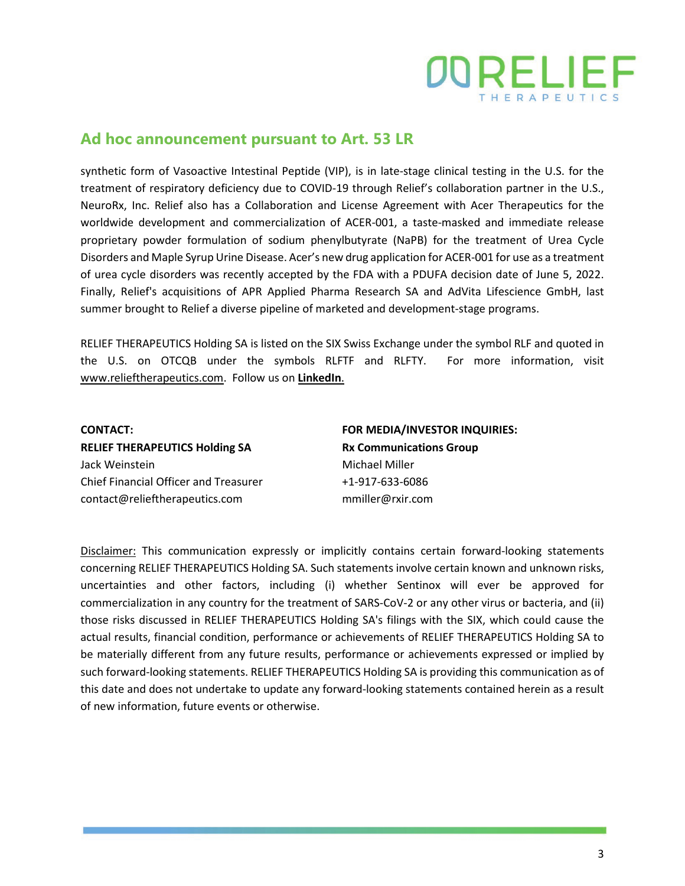## Ad hoc announcement pursuant to Art. 53 LR

synthetic form of Vasoactive Intestinal Peptide (VIP), is in late-stage clinical testing in the U.S. for the treatment of respiratory deficiency due to COVID-19 through Relief's collaboration partner in the U.S., NeuroRx, Inc. Relief also has a Collaboration and License Agreement with Acer Therapeutics for the worldwide development and commercialization of ACER-001, a taste-masked and immediate release proprietary powder formulation of sodium phenylbutyrate (NaPB) for the treatment of Urea Cycle Disorders and Maple Syrup Urine Disease. Acer's new drug application for ACER-001 for use as a treatment of urea cycle disorders was recently accepted by the FDA with a PDUFA decision date of June 5, 2022. Finally, Relief's acquisitions of APR Applied Pharma Research SA and AdVita Lifescience GmbH, last summer brought to Relief a diverse pipeline of marketed and development-stage programs.

RELIEF THERAPEUTICS Holding SA is listed on the SIX Swiss Exchange under the symbol RLF and quoted in the U.S. on OTCQB under the symbols RLFTF and RLFTY. For more information, visit www.relieftherapeutics.com. Follow us on **LinkedIn**.

**CONTACT:**
**RELIEF THERAPEUTICS Holding SA**
Jack Weinstein
Chief Financial Officer and Treasurer
contact@relieftherapeutics.com

**FOR MEDIA/INVESTOR INQUIRIES:**
**Rx Communications Group**
Michael Miller
+1-917-633-6086
mmiller@rxir.com

Disclaimer: This communication expressly or implicitly contains certain forward-looking statements concerning RELIEF THERAPEUTICS Holding SA. Such statements involve certain known and unknown risks, uncertainties and other factors, including (i) whether Sentinox will ever be approved for commercialization in any country for the treatment of SARS-CoV-2 or any other virus or bacteria, and (ii) those risks discussed in RELIEF THERAPEUTICS Holding SA's filings with the SIX, which could cause the actual results, financial condition, performance or achievements of RELIEF THERAPEUTICS Holding SA to be materially different from any future results, performance or achievements expressed or implied by such forward-looking statements. RELIEF THERAPEUTICS Holding SA is providing this communication as of this date and does not undertake to update any forward-looking statements contained herein as a result of new information, future events or otherwise.